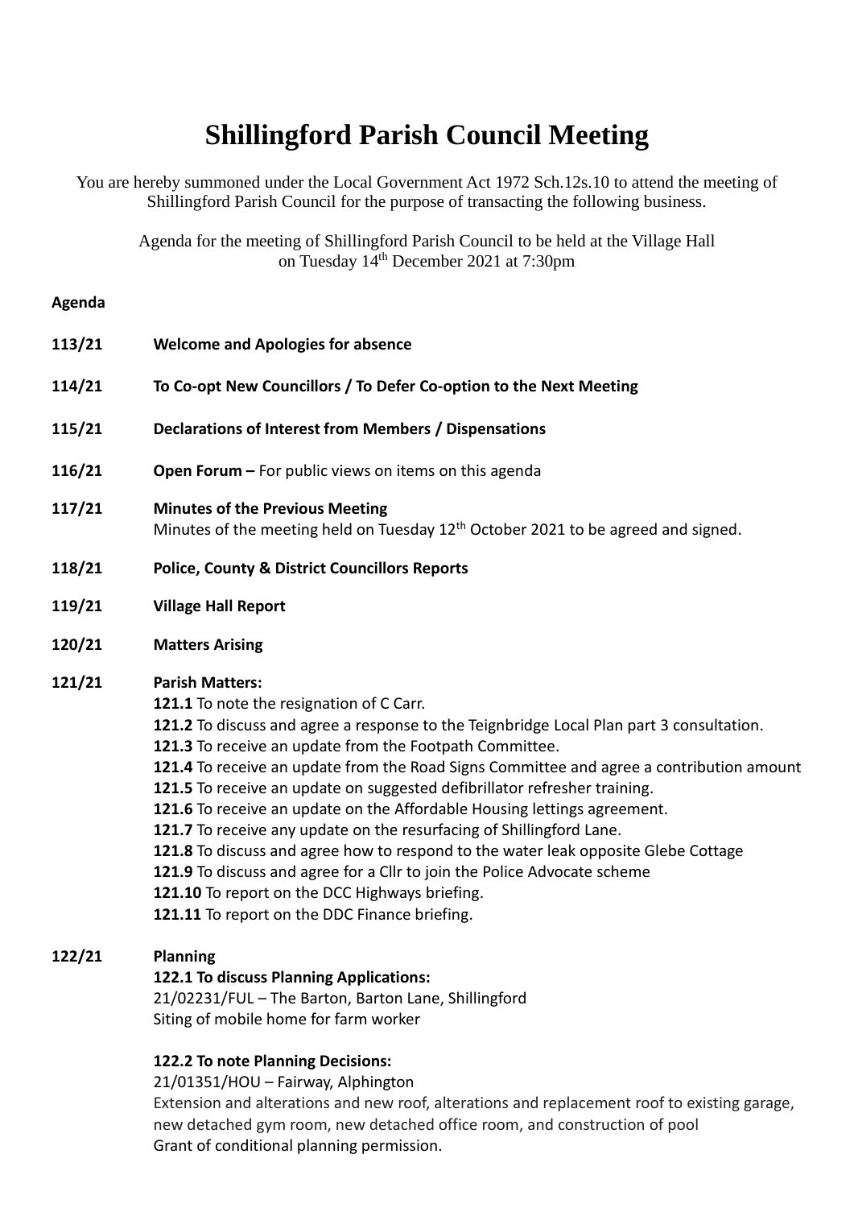# Shillingford Parish Council Meeting

You are hereby summoned under the Local Government Act 1972 Sch.12s.10 to attend the meeting of Shillingford Parish Council for the purpose of transacting the following business.

Agenda for the meeting of Shillingford Parish Council to be held at the Village Hall on Tuesday 14th December 2021 at 7:30pm

**Agenda**

**113/21** **Welcome and Apologies for absence**

**114/21** **To Co-opt New Councillors / To Defer Co-option to the Next Meeting**

**115/21** **Declarations of Interest from Members / Dispensations**

**116/21** **Open Forum –** For public views on items on this agenda

**117/21** **Minutes of the Previous Meeting**
Minutes of the meeting held on Tuesday 12th October 2021 to be agreed and signed.

**118/21** **Police, County & District Councillors Reports**

**119/21** **Village Hall Report**

**120/21** **Matters Arising**

**121/21** **Parish Matters:**

**121.1** To note the resignation of C Carr.
**121.2** To discuss and agree a response to the Teignbridge Local Plan part 3 consultation.
**121.3** To receive an update from the Footpath Committee.
**121.4** To receive an update from the Road Signs Committee and agree a contribution amount
**121.5** To receive an update on suggested defibrillator refresher training.
**121.6** To receive an update on the Affordable Housing lettings agreement.
**121.7** To receive any update on the resurfacing of Shillingford Lane.
**121.8** To discuss and agree how to respond to the water leak opposite Glebe Cottage
**121.9** To discuss and agree for a Cllr to join the Police Advocate scheme
**121.10** To report on the DCC Highways briefing.
**121.11** To report on the DDC Finance briefing.

**122/21** **Planning**

**122.1 To discuss Planning Applications:**
21/02231/FUL – The Barton, Barton Lane, Shillingford
Siting of mobile home for farm worker

**122.2 To note Planning Decisions:**
21/01351/HOU – Fairway, Alphington
Extension and alterations and new roof, alterations and replacement roof to existing garage, new detached gym room, new detached office room, and construction of pool
Grant of conditional planning permission.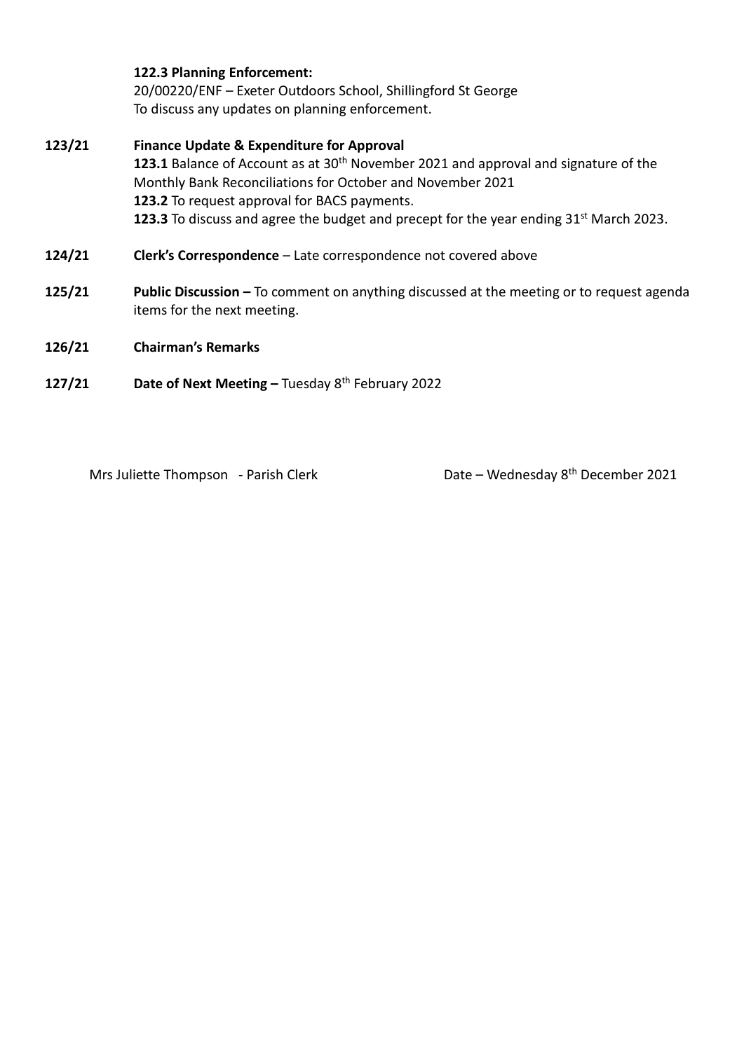**122.3 Planning Enforcement:**
20/00220/ENF – Exeter Outdoors School, Shillingford St George
To discuss any updates on planning enforcement.

**123/21 Finance Update & Expenditure for Approval**
**123.1** Balance of Account as at 30th November 2021 and approval and signature of the Monthly Bank Reconciliations for October and November 2021
**123.2** To request approval for BACS payments.
**123.3** To discuss and agree the budget and precept for the year ending 31st March 2023.

**124/21 Clerk's Correspondence** – Late correspondence not covered above

**125/21 Public Discussion –** To comment on anything discussed at the meeting or to request agenda items for the next meeting.

**126/21 Chairman's Remarks**

**127/21 Date of Next Meeting –** Tuesday 8th February 2022

Mrs Juliette Thompson - Parish Clerk

Date – Wednesday 8th December 2021